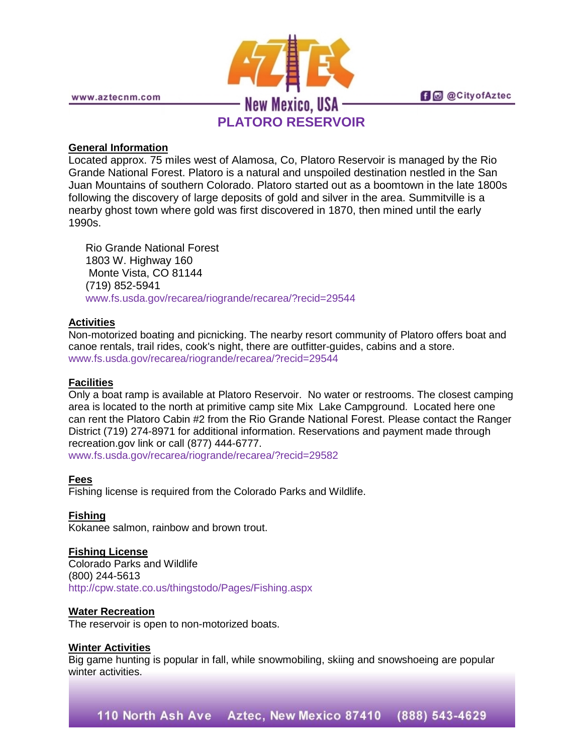# PLATORO RESERVOIR

## General Information

Located approx. 75 miles west of Alamosa, Co, Platoro Reservoir is managed by the Rio Grande National Forest. Platoro is a natural and unspoiled destination nestled in the San Juan Mountains of southern Colorado. Platoro started out as a boomtown in the late 1800s following the discovery of large deposits of gold and silver in the area. Summitville is a nearby ghost town where gold was first discovered in 1870, then mined until the early 1990s.

Rio Grande National Forest
1803 W. Highway 160
Monte Vista, CO 81144
(719) 852-5941
www.fs.usda.gov/recarea/riogrande/recarea/?recid=29544

## Activities

Non-motorized boating and picnicking. The nearby resort community of Platoro offers boat and canoe rentals, trail rides, cook's night, there are outfitter-guides, cabins and a store.
www.fs.usda.gov/recarea/riogrande/recarea/?recid=29544

## Facilities

Only a boat ramp is available at Platoro Reservoir. No water or restrooms. The closest camping area is located to the north at primitive camp site Mix Lake Campground. Located here one can rent the Platoro Cabin #2 from the Rio Grande National Forest. Please contact the Ranger District (719) 274-8971 for additional information. Reservations and payment made through recreation.gov link or call (877) 444-6777.
www.fs.usda.gov/recarea/riogrande/recarea/?recid=29582

## Fees

Fishing license is required from the Colorado Parks and Wildlife.

## Fishing

Kokanee salmon, rainbow and brown trout.

## Fishing License

Colorado Parks and Wildlife
(800) 244-5613
http://cpw.state.co.us/thingstodo/Pages/Fishing.aspx

## Water Recreation

The reservoir is open to non-motorized boats.

## Winter Activities

Big game hunting is popular in fall, while snowmobiling, skiing and snowshoeing are popular winter activities.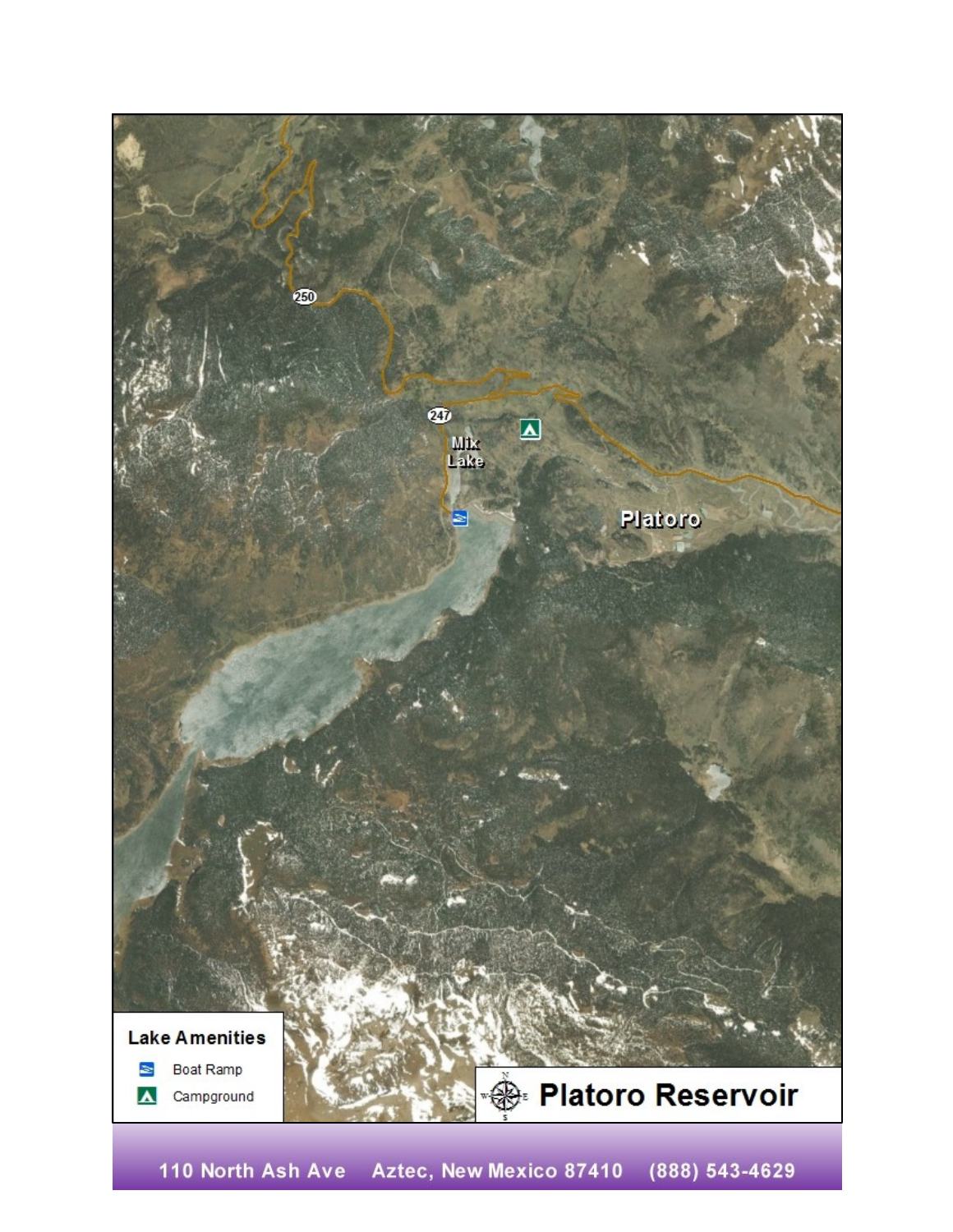250

247

Mix Lake

Platoro

Lake Amenities

Boat Ramp

Campground

# Platoro Reservoir

110 North Ash Ave Aztec, New Mexico 87410 (888) 543-4629